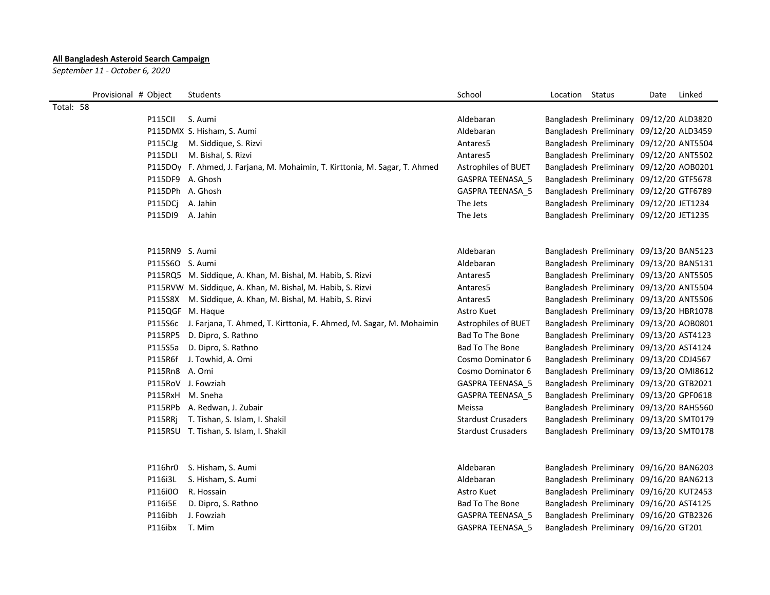**All Bangladesh Asteroid Search Campaign**

*September 11 - October 6, 2020*

| Provisional # | Object | Students | School | Location | Status | Date | Linked |
|---|---|---|---|---|---|---|---|
| Total: 58 | | | | | | | |
| | P115CII | S. Aumi | Aldebaran | Bangladesh | Preliminary | 09/12/20 | ALD3820 |
| | P115DMX | S. Hisham, S. Aumi | Aldebaran | Bangladesh | Preliminary | 09/12/20 | ALD3459 |
| | P115CJg | M. Siddique, S. Rizvi | Antares5 | Bangladesh | Preliminary | 09/12/20 | ANT5504 |
| | P115DLI | M. Bishal, S. Rizvi | Antares5 | Bangladesh | Preliminary | 09/12/20 | ANT5502 |
| | P115DOy | F. Ahmed, J. Farjana, M. Mohaimin, T. Kirttonia, M. Sagar, T. Ahmed | Astrophiles of BUET | Bangladesh | Preliminary | 09/12/20 | AOB0201 |
| | P115DF9 | A. Ghosh | GASPRA TEENASA_5 | Bangladesh | Preliminary | 09/12/20 | GTF5678 |
| | P115DPh | A. Ghosh | GASPRA TEENASA_5 | Bangladesh | Preliminary | 09/12/20 | GTF6789 |
| | P115DCj | A. Jahin | The Jets | Bangladesh | Preliminary | 09/12/20 | JET1234 |
| | P115DI9 | A. Jahin | The Jets | Bangladesh | Preliminary | 09/12/20 | JET1235 |
| | | | | | | | |
| | P115RN9 | S. Aumi | Aldebaran | Bangladesh | Preliminary | 09/13/20 | BAN5123 |
| | P115S6O | S. Aumi | Aldebaran | Bangladesh | Preliminary | 09/13/20 | BAN5131 |
| | P115RQ5 | M. Siddique, A. Khan, M. Bishal, M. Habib, S. Rizvi | Antares5 | Bangladesh | Preliminary | 09/13/20 | ANT5505 |
| | P115RVW | M. Siddique, A. Khan, M. Bishal, M. Habib, S. Rizvi | Antares5 | Bangladesh | Preliminary | 09/13/20 | ANT5504 |
| | P115S8X | M. Siddique, A. Khan, M. Bishal, M. Habib, S. Rizvi | Antares5 | Bangladesh | Preliminary | 09/13/20 | ANT5506 |
| | P115QGF | M. Haque | Astro Kuet | Bangladesh | Preliminary | 09/13/20 | HBR1078 |
| | P115S6c | J. Farjana, T. Ahmed, T. Kirttonia, F. Ahmed, M. Sagar, M. Mohaimin | Astrophiles of BUET | Bangladesh | Preliminary | 09/13/20 | AOB0801 |
| | P115RP5 | D. Dipro, S. Rathno | Bad To The Bone | Bangladesh | Preliminary | 09/13/20 | AST4123 |
| | P115S5a | D. Dipro, S. Rathno | Bad To The Bone | Bangladesh | Preliminary | 09/13/20 | AST4124 |
| | P115R6f | J. Towhid, A. Omi | Cosmo Dominator 6 | Bangladesh | Preliminary | 09/13/20 | CDJ4567 |
| | P115Rn8 | A. Omi | Cosmo Dominator 6 | Bangladesh | Preliminary | 09/13/20 | OMI8612 |
| | P115RoV | J. Fowziah | GASPRA TEENASA_5 | Bangladesh | Preliminary | 09/13/20 | GTB2021 |
| | P115RxH | M. Sneha | GASPRA TEENASA_5 | Bangladesh | Preliminary | 09/13/20 | GPF0618 |
| | P115RPb | A. Redwan, J. Zubair | Meissa | Bangladesh | Preliminary | 09/13/20 | RAH5560 |
| | P115RRj | T. Tishan, S. Islam, I. Shakil | Stardust Crusaders | Bangladesh | Preliminary | 09/13/20 | SMT0179 |
| | P115RSU | T. Tishan, S. Islam, I. Shakil | Stardust Crusaders | Bangladesh | Preliminary | 09/13/20 | SMT0178 |
| | | | | | | | |
| | P116hr0 | S. Hisham, S. Aumi | Aldebaran | Bangladesh | Preliminary | 09/16/20 | BAN6203 |
| | P116i3L | S. Hisham, S. Aumi | Aldebaran | Bangladesh | Preliminary | 09/16/20 | BAN6213 |
| | P116i0O | R. Hossain | Astro Kuet | Bangladesh | Preliminary | 09/16/20 | KUT2453 |
| | P116i5E | D. Dipro, S. Rathno | Bad To The Bone | Bangladesh | Preliminary | 09/16/20 | AST4125 |
| | P116ibh | J. Fowziah | GASPRA TEENASA_5 | Bangladesh | Preliminary | 09/16/20 | GTB2326 |
| | P116ibx | T. Mim | GASPRA TEENASA_5 | Bangladesh | Preliminary | 09/16/20 | GT201 |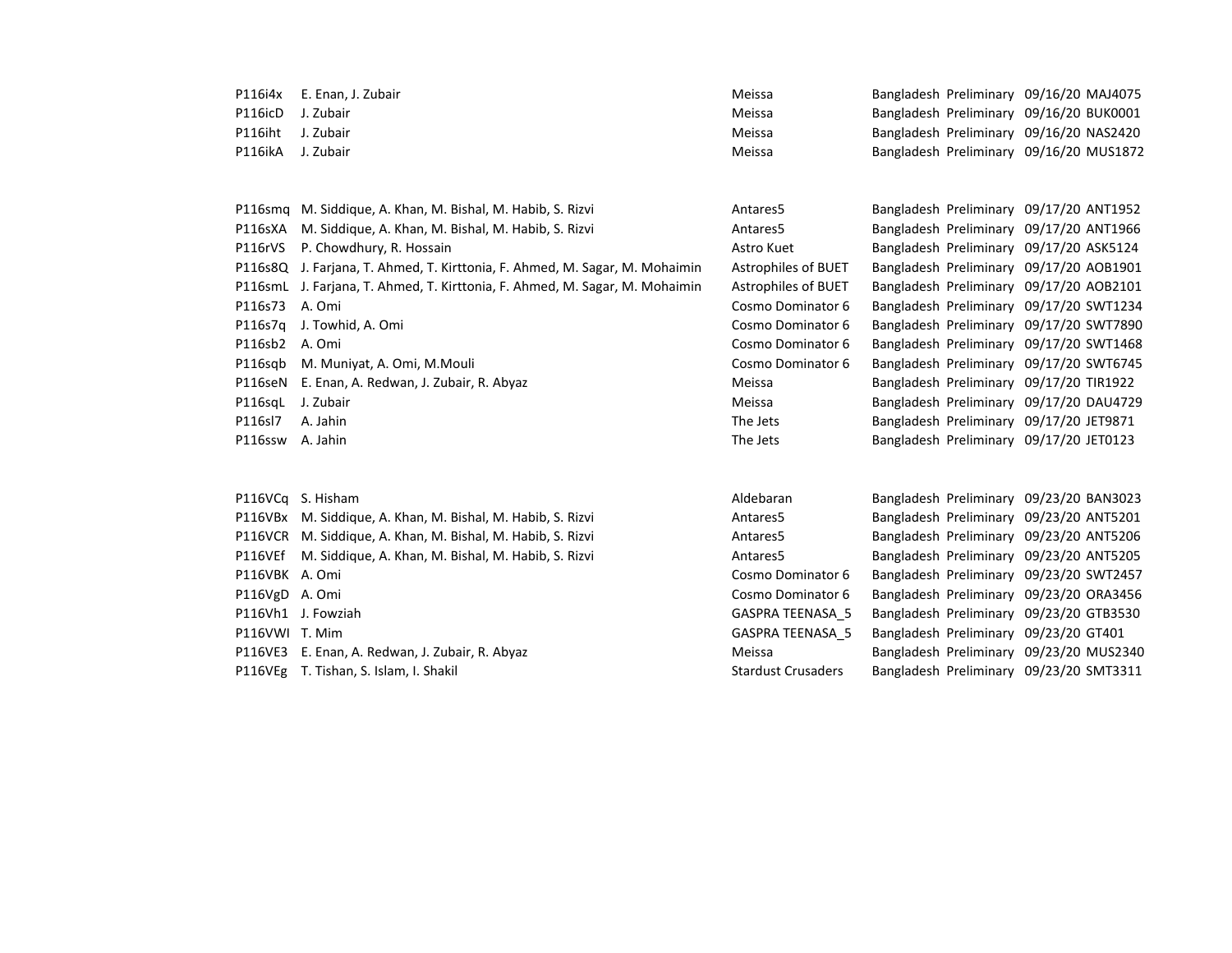| | | | | | | |
|---|---|---|---|---|---|---|
| P116i4x | E. Enan, J. Zubair | Meissa | Bangladesh | Preliminary | 09/16/20 | MAJ4075 |
| P116icD | J. Zubair | Meissa | Bangladesh | Preliminary | 09/16/20 | BUK0001 |
| P116iht | J. Zubair | Meissa | Bangladesh | Preliminary | 09/16/20 | NAS2420 |
| P116ikA | J. Zubair | Meissa | Bangladesh | Preliminary | 09/16/20 | MUS1872 |
| | | | | | | |
| P116smq | M. Siddique, A. Khan, M. Bishal, M. Habib, S. Rizvi | Antares5 | Bangladesh | Preliminary | 09/17/20 | ANT1952 |
| P116sXA | M. Siddique, A. Khan, M. Bishal, M. Habib, S. Rizvi | Antares5 | Bangladesh | Preliminary | 09/17/20 | ANT1966 |
| P116rVS | P. Chowdhury, R. Hossain | Astro Kuet | Bangladesh | Preliminary | 09/17/20 | ASK5124 |
| P116s8Q | J. Farjana, T. Ahmed, T. Kirttonia, F. Ahmed, M. Sagar, M. Mohaimin | Astrophiles of BUET | Bangladesh | Preliminary | 09/17/20 | AOB1901 |
| P116smL | J. Farjana, T. Ahmed, T. Kirttonia, F. Ahmed, M. Sagar, M. Mohaimin | Astrophiles of BUET | Bangladesh | Preliminary | 09/17/20 | AOB2101 |
| P116s73 | A. Omi | Cosmo Dominator 6 | Bangladesh | Preliminary | 09/17/20 | SWT1234 |
| P116s7q | J. Towhid, A. Omi | Cosmo Dominator 6 | Bangladesh | Preliminary | 09/17/20 | SWT7890 |
| P116sb2 | A. Omi | Cosmo Dominator 6 | Bangladesh | Preliminary | 09/17/20 | SWT1468 |
| P116sqb | M. Muniyat, A. Omi, M.Mouli | Cosmo Dominator 6 | Bangladesh | Preliminary | 09/17/20 | SWT6745 |
| P116seN | E. Enan, A. Redwan, J. Zubair, R. Abyaz | Meissa | Bangladesh | Preliminary | 09/17/20 | TIR1922 |
| P116sqL | J. Zubair | Meissa | Bangladesh | Preliminary | 09/17/20 | DAU4729 |
| P116sl7 | A. Jahin | The Jets | Bangladesh | Preliminary | 09/17/20 | JET9871 |
| P116ssw | A. Jahin | The Jets | Bangladesh | Preliminary | 09/17/20 | JET0123 |
| | | | | | | |
| P116VCq | S. Hisham | Aldebaran | Bangladesh | Preliminary | 09/23/20 | BAN3023 |
| P116VBx | M. Siddique, A. Khan, M. Bishal, M. Habib, S. Rizvi | Antares5 | Bangladesh | Preliminary | 09/23/20 | ANT5201 |
| P116VCR | M. Siddique, A. Khan, M. Bishal, M. Habib, S. Rizvi | Antares5 | Bangladesh | Preliminary | 09/23/20 | ANT5206 |
| P116VEf | M. Siddique, A. Khan, M. Bishal, M. Habib, S. Rizvi | Antares5 | Bangladesh | Preliminary | 09/23/20 | ANT5205 |
| P116VBK | A. Omi | Cosmo Dominator 6 | Bangladesh | Preliminary | 09/23/20 | SWT2457 |
| P116VgD | A. Omi | Cosmo Dominator 6 | Bangladesh | Preliminary | 09/23/20 | ORA3456 |
| P116Vh1 | J. Fowziah | GASPRA TEENASA_5 | Bangladesh | Preliminary | 09/23/20 | GTB3530 |
| P116VWI | T. Mim | GASPRA TEENASA_5 | Bangladesh | Preliminary | 09/23/20 | GT401 |
| P116VE3 | E. Enan, A. Redwan, J. Zubair, R. Abyaz | Meissa | Bangladesh | Preliminary | 09/23/20 | MUS2340 |
| P116VEg | T. Tishan, S. Islam, I. Shakil | Stardust Crusaders | Bangladesh | Preliminary | 09/23/20 | SMT3311 |